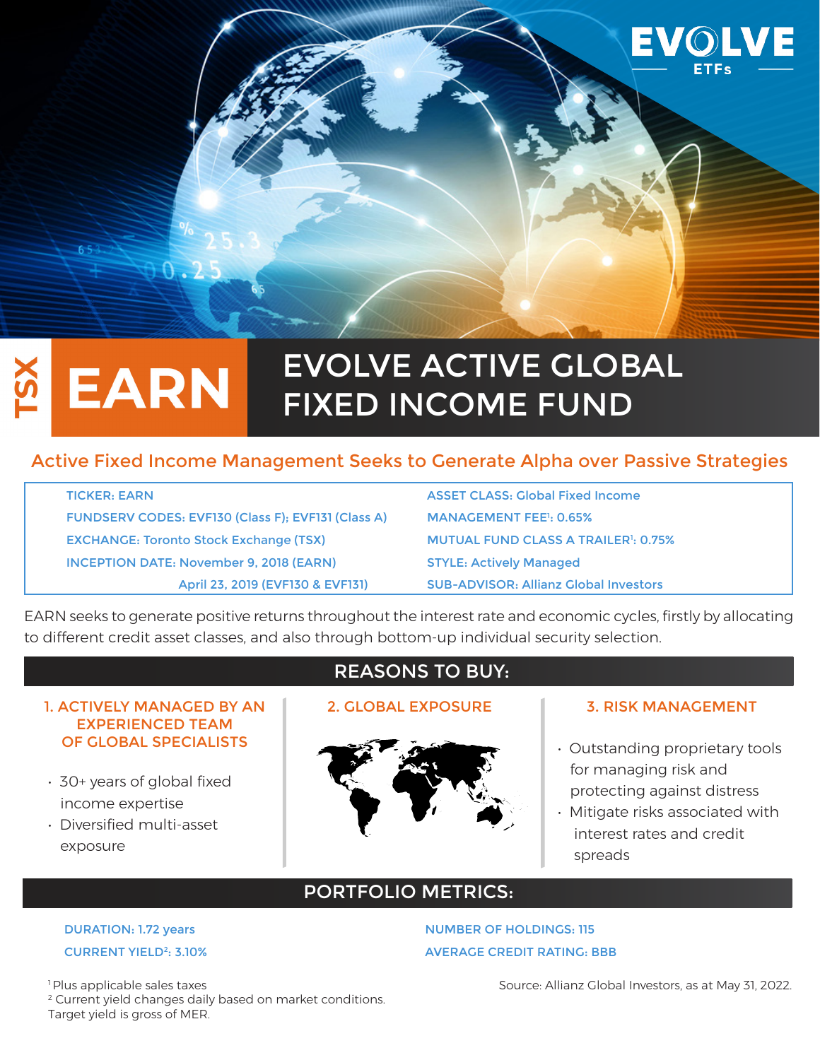# TSX EARN — EVOLVE ACTIVE GLOBAL FIXED INCOME FUND

EVOLVE ETFs

## Active Fixed Income Management Seeks to Generate Alpha over Passive Strategies

| | |
|---|---|
| TICKER: EARN | ASSET CLASS: Global Fixed Income |
| FUNDSERV CODES: EVF130 (Class F); EVF131 (Class A) | MANAGEMENT FEE[1]: 0.65% |
| EXCHANGE: Toronto Stock Exchange (TSX) | MUTUAL FUND CLASS A TRAILER[1]: 0.75% |
| INCEPTION DATE: November 9, 2018 (EARN) | STYLE: Actively Managed |
| April 23, 2019 (EVF130 & EVF131) | SUB-ADVISOR: Allianz Global Investors |

EARN seeks to generate positive returns throughout the interest rate and economic cycles, firstly by allocating to different credit asset classes, and also through bottom-up individual security selection.

## REASONS TO BUY:

### 1. ACTIVELY MANAGED BY AN EXPERIENCED TEAM OF GLOBAL SPECIALISTS

- 30+ years of global fixed income expertise
- Diversified multi-asset exposure

### 2. GLOBAL EXPOSURE

### 3. RISK MANAGEMENT

- Outstanding proprietary tools for managing risk and protecting against distress
- Mitigate risks associated with interest rates and credit spreads

## PORTFOLIO METRICS:

| | |
|---|---|
| DURATION: 1.72 years | NUMBER OF HOLDINGS: 115 |
| CURRENT YIELD[2]: 3.10% | AVERAGE CREDIT RATING: BBB |

[1] Plus applicable sales taxes
[2] Current yield changes daily based on market conditions. Target yield is gross of MER.

Source: Allianz Global Investors, as at May 31, 2022.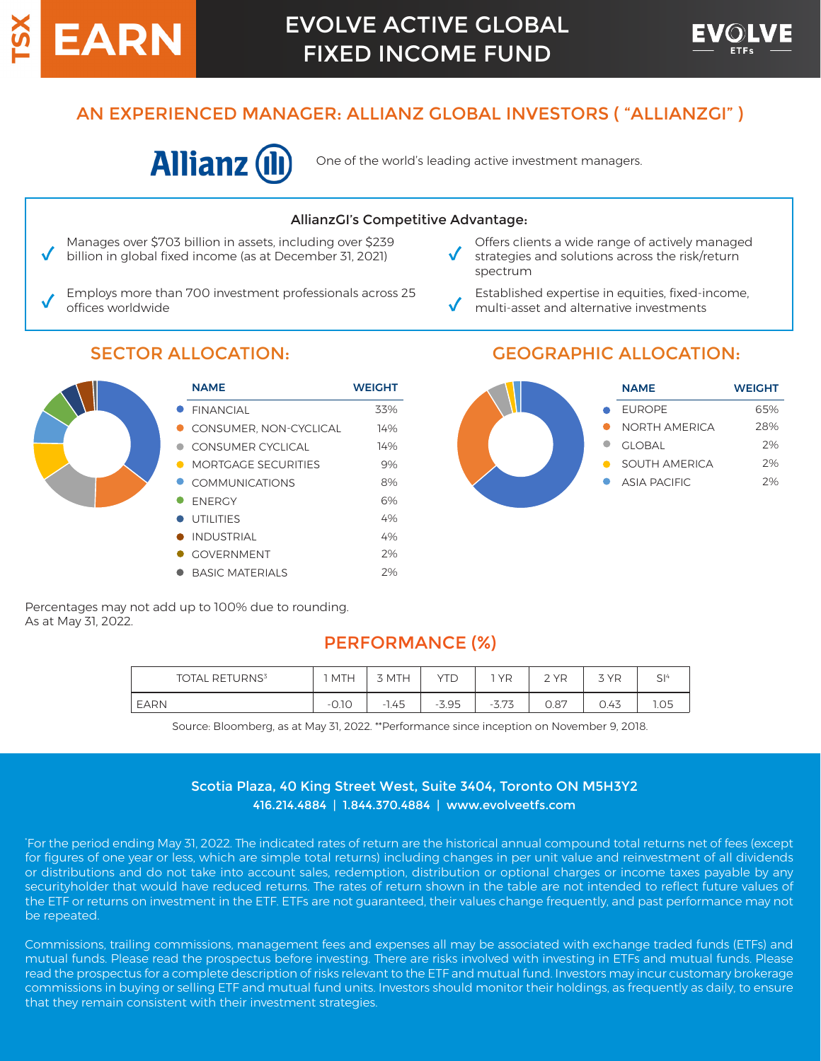TSX **EARN**

# EVOLVE ACTIVE GLOBAL FIXED INCOME FUND

## AN EXPERIENCED MANAGER: ALLIANZ GLOBAL INVESTORS ( "ALLIANZGI" )

Allianz

One of the world's leading active investment managers.

### AllianzGI's Competitive Advantage:

- Manages over $703 billion in assets, including over $239 billion in global fixed income (as at December 31, 2021)
- Employs more than 700 investment professionals across 25 offices worldwide
- Offers clients a wide range of actively managed strategies and solutions across the risk/return spectrum
- Established expertise in equities, fixed-income, multi-asset and alternative investments

## SECTOR ALLOCATION:

| NAME | WEIGHT |
|---|---|
| FINANCIAL | 33% |
| CONSUMER, NON-CYCLICAL | 14% |
| CONSUMER CYCLICAL | 14% |
| MORTGAGE SECURITIES | 9% |
| COMMUNICATIONS | 8% |
| ENERGY | 6% |
| UTILITIES | 4% |
| INDUSTRIAL | 4% |
| GOVERNMENT | 2% |
| BASIC MATERIALS | 2% |

## GEOGRAPHIC ALLOCATION:

| NAME | WEIGHT |
|---|---|
| EUROPE | 65% |
| NORTH AMERICA | 28% |
| GLOBAL | 2% |
| SOUTH AMERICA | 2% |
| ASIA PACIFIC | 2% |

Percentages may not add up to 100% due to rounding.
As at May 31, 2022.

## PERFORMANCE (%)

| TOTAL RETURNS[3] | 1 MTH | 3 MTH | YTD | 1 YR | 2 YR | 3 YR | SI[4] |
|---|---|---|---|---|---|---|---|
| EARN | -0.10 | -1.45 | -3.95 | -3.73 | 0.87 | 0.43 | 1.05 |

Source: Bloomberg, as at May 31, 2022. **Performance since inception on November 9, 2018.

Scotia Plaza, 40 King Street West, Suite 3404, Toronto ON M5H3Y2
416.214.4884 | 1.844.370.4884 | www.evolveetfs.com

[3]For the period ending May 31, 2022. The indicated rates of return are the historical annual compound total returns net of fees (except for figures of one year or less, which are simple total returns) including changes in per unit value and reinvestment of all dividends or distributions and do not take into account sales, redemption, distribution or optional charges or income taxes payable by any securityholder that would have reduced returns. The rates of return shown in the table are not intended to reflect future values of the ETF or returns on investment in the ETF. ETFs are not guaranteed, their values change frequently, and past performance may not be repeated.

Commissions, trailing commissions, management fees and expenses all may be associated with exchange traded funds (ETFs) and mutual funds. Please read the prospectus before investing. There are risks involved with investing in ETFs and mutual funds. Please read the prospectus for a complete description of risks relevant to the ETF and mutual fund. Investors may incur customary brokerage commissions in buying or selling ETF and mutual fund units. Investors should monitor their holdings, as frequently as daily, to ensure that they remain consistent with their investment strategies.